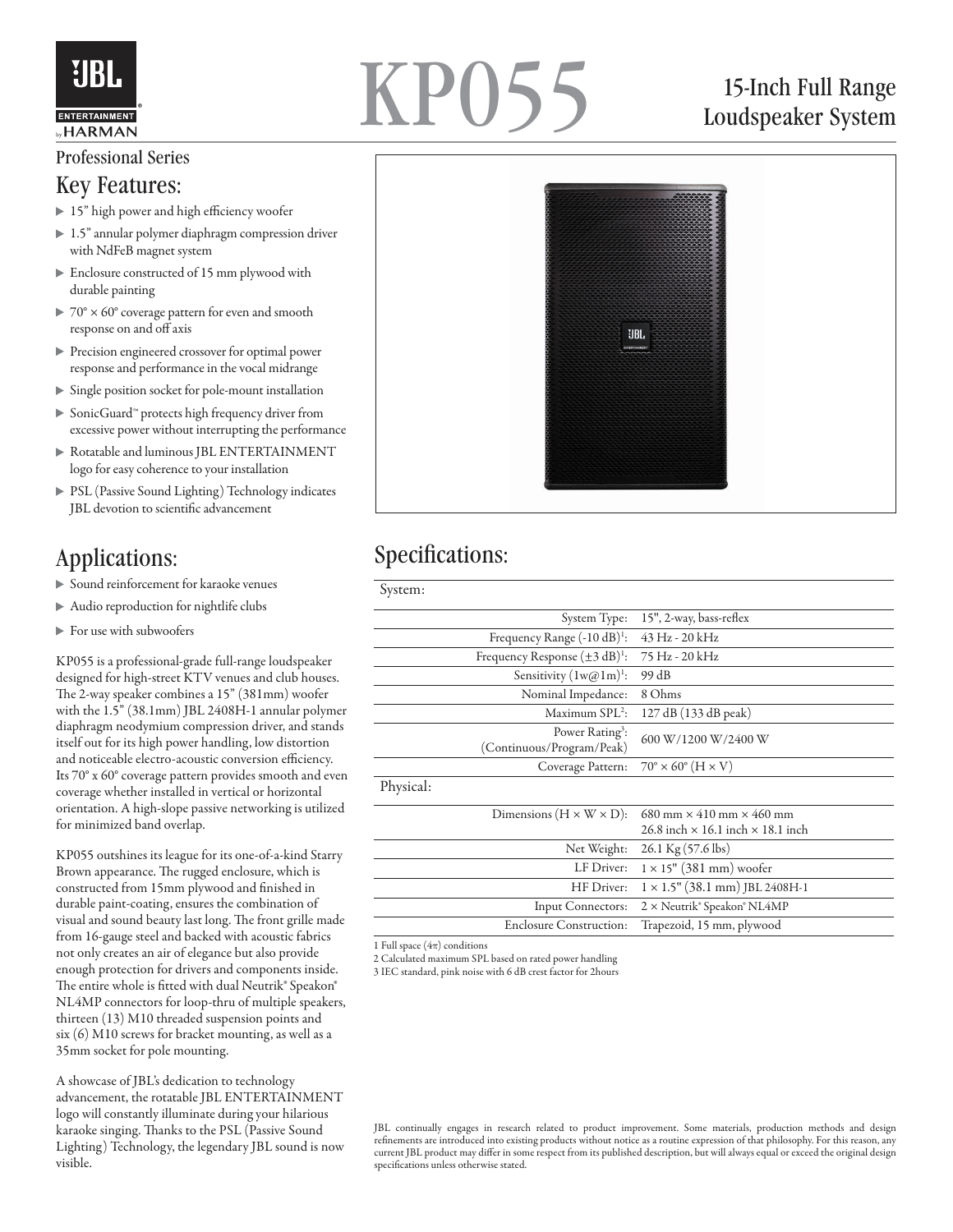# KP055

## 15-Inch Full Range Loudspeaker System

Professional Series

## Key Features:

- 15" high power and high efficiency woofer
- 1.5" annular polymer diaphragm compression driver with NdFeB magnet system
- Enclosure constructed of 15 mm plywood with durable painting
- 70° × 60° coverage pattern for even and smooth response on and off axis
- Precision engineered crossover for optimal power response and performance in the vocal midrange
- Single position socket for pole-mount installation
- SonicGuard™ protects high frequency driver from excessive power without interrupting the performance
- Rotatable and luminous JBL ENTERTAINMENT logo for easy coherence to your installation
- PSL (Passive Sound Lighting) Technology indicates JBL devotion to scientific advancement

## Applications:

- Sound reinforcement for karaoke venues
- Audio reproduction for nightlife clubs
- For use with subwoofers

KP055 is a professional-grade full-range loudspeaker designed for high-street KTV venues and club houses. The 2-way speaker combines a 15" (381mm) woofer with the 1.5" (38.1mm) JBL 2408H-1 annular polymer diaphragm neodymium compression driver, and stands itself out for its high power handling, low distortion and noticeable electro-acoustic conversion efficiency. Its 70° x 60° coverage pattern provides smooth and even coverage whether installed in vertical or horizontal orientation. A high-slope passive networking is utilized for minimized band overlap.

KP055 outshines its league for its one-of-a-kind Starry Brown appearance. The rugged enclosure, which is constructed from 15mm plywood and finished in durable paint-coating, ensures the combination of visual and sound beauty last long. The front grille made from 16-gauge steel and backed with acoustic fabrics not only creates an air of elegance but also provide enough protection for drivers and components inside. The entire whole is fitted with dual Neutrik® Speakon® NL4MP connectors for loop-thru of multiple speakers, thirteen (13) M10 threaded suspension points and six (6) M10 screws for bracket mounting, as well as a 35mm socket for pole mounting.

A showcase of JBL's dedication to technology advancement, the rotatable JBL ENTERTAINMENT logo will constantly illuminate during your hilarious karaoke singing. Thanks to the PSL (Passive Sound Lighting) Technology, the legendary JBL sound is now visible.

## Specifications:

| System: | |
|---|---|
| System Type: | 15", 2-way, bass-reflex |
| Frequency Range (-10 dB)[1]: | 43 Hz - 20 kHz |
| Frequency Response (±3 dB)[1]: | 75 Hz - 20 kHz |
| Sensitivity (1w@1m)[1]: | 99 dB |
| Nominal Impedance: | 8 Ohms |
| Maximum SPL[2]: | 127 dB (133 dB peak) |
| Power Rating[3]: (Continuous/Program/Peak) | 600 W/1200 W/2400 W |
| Coverage Pattern: | 70° × 60° (H × V) |
| **Physical:** | |
| Dimensions (H × W × D): | 680 mm × 410 mm × 460 mm<br>26.8 inch × 16.1 inch × 18.1 inch |
| Net Weight: | 26.1 Kg (57.6 lbs) |
| LF Driver: | 1 × 15" (381 mm) woofer |
| HF Driver: | 1 × 1.5" (38.1 mm) JBL 2408H-1 |
| Input Connectors: | 2 × Neutrik® Speakon® NL4MP |
| Enclosure Construction: | Trapezoid, 15 mm, plywood |

1 Full space (4π) conditions
2 Calculated maximum SPL based on rated power handling
3 IEC standard, pink noise with 6 dB crest factor for 2hours

JBL continually engages in research related to product improvement. Some materials, production methods and design refinements are introduced into existing products without notice as a routine expression of that philosophy. For this reason, any current JBL product may differ in some respect from its published description, but will always equal or exceed the original design specifications unless otherwise stated.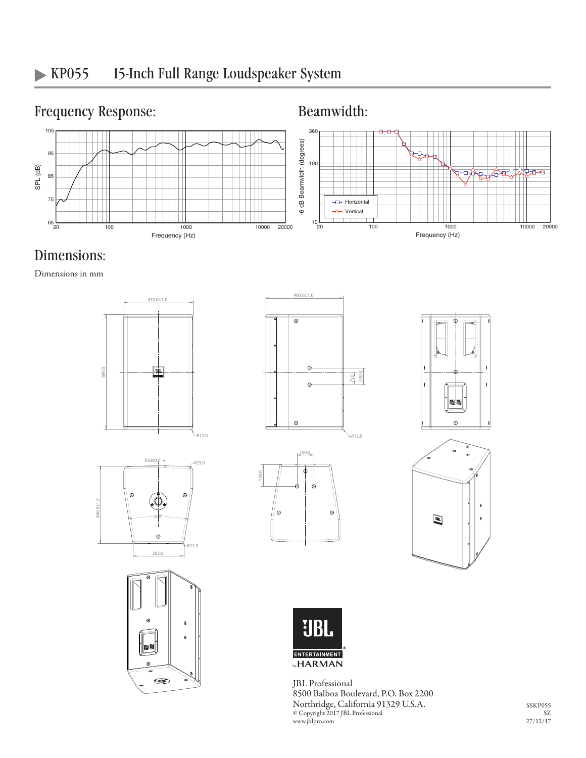# ▶ KP055 15-Inch Full Range Loudspeaker System

## Frequency Response:

105
95
85
75
65
SPL (dB)
20 100 1000 10000 20000
Frequency (Hz)

## Beamwidth:

360
100
10
-6 dB Beamwidth (degrees)
Horizontal
Vertical
20 100 1000 10000 20000
Frequency (Hz)

## Dimensions:

Dimensions in mm

410.0±1.0
680.0
R12.0
460.0±1.0
75.0
100.0
R12.0
R3000.0
R25.0
460.0±1.0
18.0°
R12.0
302.0
100.0
130.0

JBL Professional
8500 Balboa Boulevard, P.O. Box 2200
Northridge, California 91329 U.S.A.
© Copyright 2017 JBL Professional
www.jblpro.com

SSKP055
SZ
27/12/17